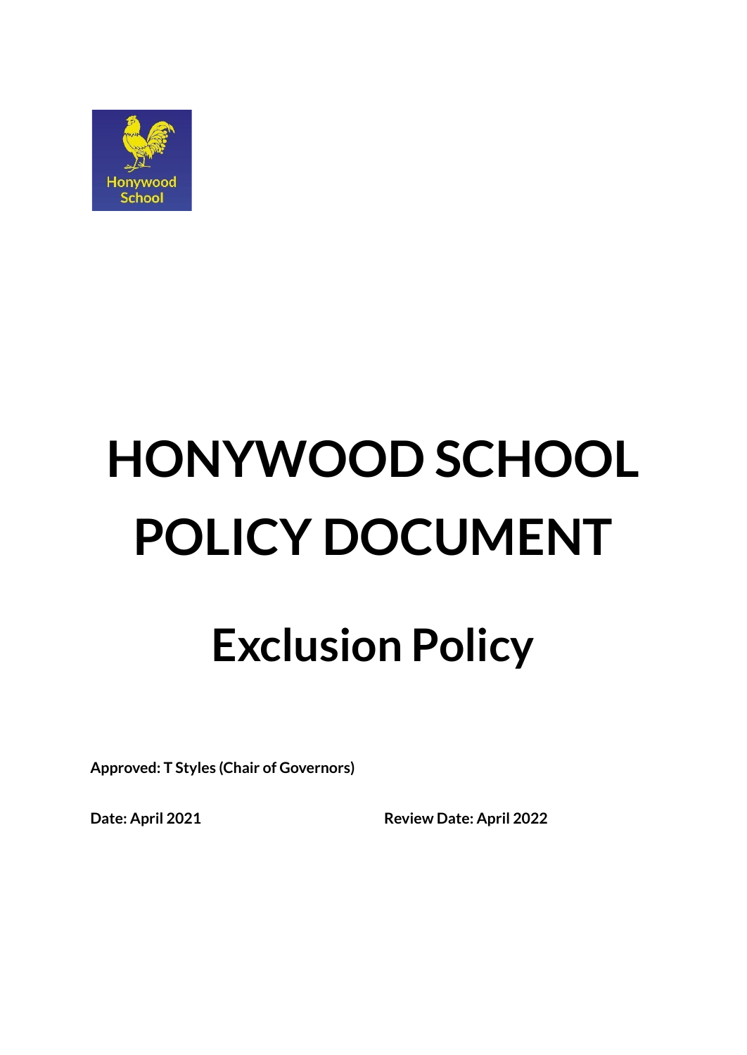# HONYWOOD SCHOOL POLICY DOCUMENT

## Exclusion Policy

**Approved: T Styles (Chair of Governors)**

**Date: April 2021** **Review Date: April 2022**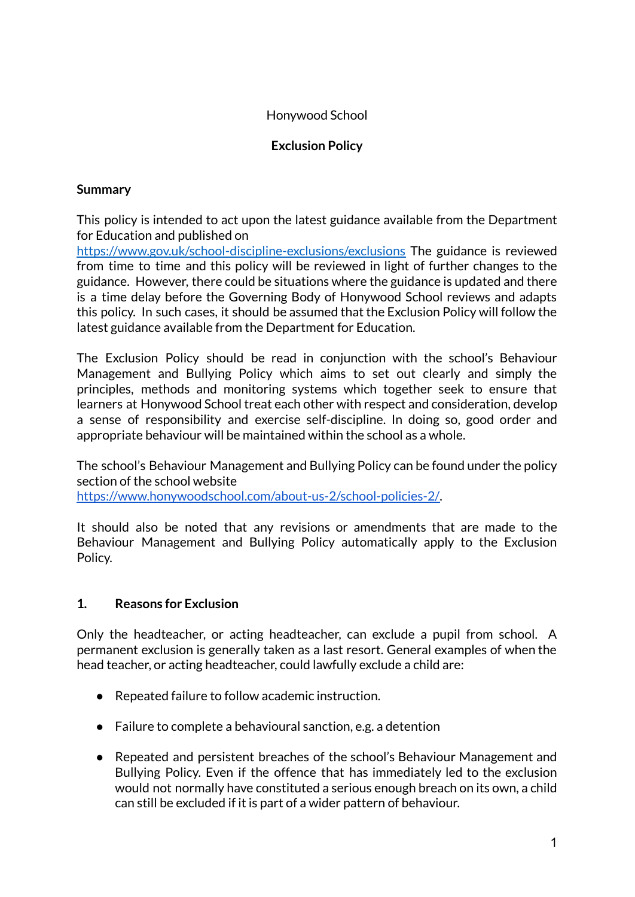Honywood School

**Exclusion Policy**

**Summary**

This policy is intended to act upon the latest guidance available from the Department for Education and published on [https://www.gov.uk/school-discipline-exclusions/exclusions](https://www.gov.uk/school-discipline-exclusions/exclusions) The guidance is reviewed from time to time and this policy will be reviewed in light of further changes to the guidance. However, there could be situations where the guidance is updated and there is a time delay before the Governing Body of Honywood School reviews and adapts this policy. In such cases, it should be assumed that the Exclusion Policy will follow the latest guidance available from the Department for Education.

The Exclusion Policy should be read in conjunction with the school's Behaviour Management and Bullying Policy which aims to set out clearly and simply the principles, methods and monitoring systems which together seek to ensure that learners at Honywood School treat each other with respect and consideration, develop a sense of responsibility and exercise self-discipline. In doing so, good order and appropriate behaviour will be maintained within the school as a whole.

The school's Behaviour Management and Bullying Policy can be found under the policy section of the school website [https://www.honywoodschool.com/about-us-2/school-policies-2/](https://www.honywoodschool.com/about-us-2/school-policies-2/).

It should also be noted that any revisions or amendments that are made to the Behaviour Management and Bullying Policy automatically apply to the Exclusion Policy.

## 1. Reasons for Exclusion

Only the headteacher, or acting headteacher, can exclude a pupil from school. A permanent exclusion is generally taken as a last resort. General examples of when the head teacher, or acting headteacher, could lawfully exclude a child are:

- Repeated failure to follow academic instruction.
- Failure to complete a behavioural sanction, e.g. a detention
- Repeated and persistent breaches of the school's Behaviour Management and Bullying Policy. Even if the offence that has immediately led to the exclusion would not normally have constituted a serious enough breach on its own, a child can still be excluded if it is part of a wider pattern of behaviour.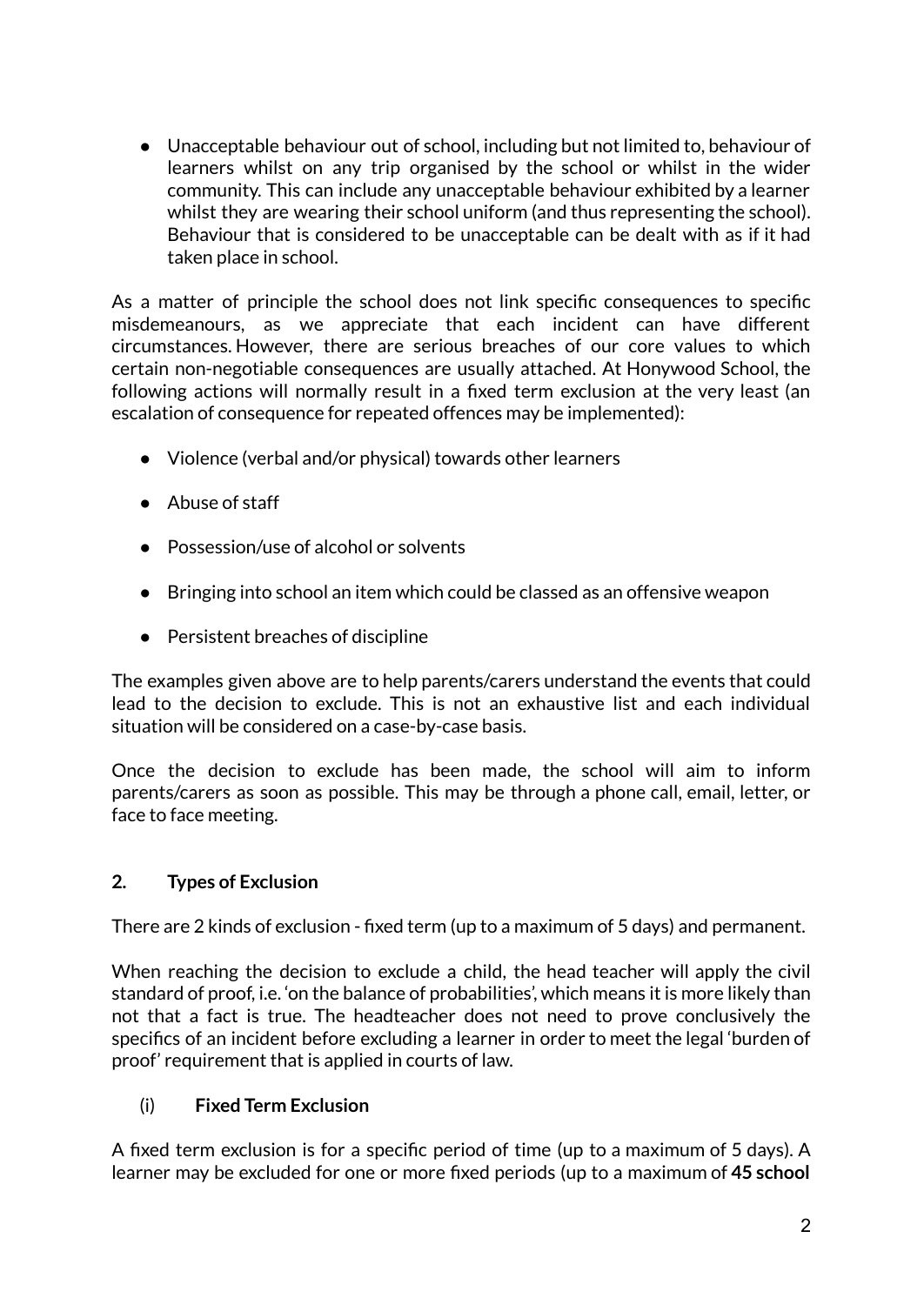- Unacceptable behaviour out of school, including but not limited to, behaviour of learners whilst on any trip organised by the school or whilst in the wider community. This can include any unacceptable behaviour exhibited by a learner whilst they are wearing their school uniform (and thus representing the school). Behaviour that is considered to be unacceptable can be dealt with as if it had taken place in school.

As a matter of principle the school does not link specific consequences to specific misdemeanours, as we appreciate that each incident can have different circumstances. However, there are serious breaches of our core values to which certain non-negotiable consequences are usually attached. At Honywood School, the following actions will normally result in a fixed term exclusion at the very least (an escalation of consequence for repeated offences may be implemented):

- Violence (verbal and/or physical) towards other learners
- Abuse of staff
- Possession/use of alcohol or solvents
- Bringing into school an item which could be classed as an offensive weapon
- Persistent breaches of discipline

The examples given above are to help parents/carers understand the events that could lead to the decision to exclude. This is not an exhaustive list and each individual situation will be considered on a case-by-case basis.

Once the decision to exclude has been made, the school will aim to inform parents/carers as soon as possible. This may be through a phone call, email, letter, or face to face meeting.

## 2. Types of Exclusion

There are 2 kinds of exclusion - fixed term (up to a maximum of 5 days) and permanent.

When reaching the decision to exclude a child, the head teacher will apply the civil standard of proof, i.e. 'on the balance of probabilities', which means it is more likely than not that a fact is true. The headteacher does not need to prove conclusively the specifics of an incident before excluding a learner in order to meet the legal 'burden of proof' requirement that is applied in courts of law.

### (i) Fixed Term Exclusion

A fixed term exclusion is for a specific period of time (up to a maximum of 5 days). A learner may be excluded for one or more fixed periods (up to a maximum of **45 school**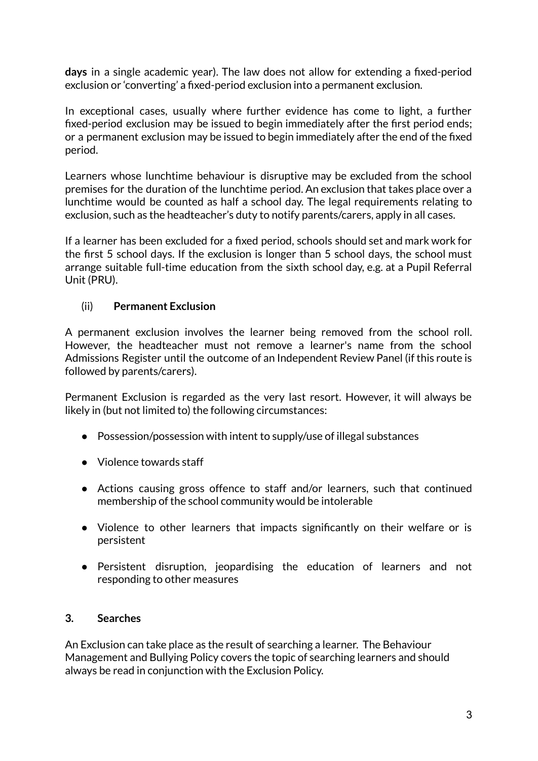**days** in a single academic year). The law does not allow for extending a fixed-period exclusion or 'converting' a fixed-period exclusion into a permanent exclusion.

In exceptional cases, usually where further evidence has come to light, a further fixed-period exclusion may be issued to begin immediately after the first period ends; or a permanent exclusion may be issued to begin immediately after the end of the fixed period.

Learners whose lunchtime behaviour is disruptive may be excluded from the school premises for the duration of the lunchtime period. An exclusion that takes place over a lunchtime would be counted as half a school day. The legal requirements relating to exclusion, such as the headteacher's duty to notify parents/carers, apply in all cases.

If a learner has been excluded for a fixed period, schools should set and mark work for the first 5 school days. If the exclusion is longer than 5 school days, the school must arrange suitable full-time education from the sixth school day, e.g. at a Pupil Referral Unit (PRU).

(ii) **Permanent Exclusion**

A permanent exclusion involves the learner being removed from the school roll. However, the headteacher must not remove a learner's name from the school Admissions Register until the outcome of an Independent Review Panel (if this route is followed by parents/carers).

Permanent Exclusion is regarded as the very last resort. However, it will always be likely in (but not limited to) the following circumstances:

- Possession/possession with intent to supply/use of illegal substances
- Violence towards staff
- Actions causing gross offence to staff and/or learners, such that continued membership of the school community would be intolerable
- Violence to other learners that impacts significantly on their welfare or is persistent
- Persistent disruption, jeopardising the education of learners and not responding to other measures

## 3. Searches

An Exclusion can take place as the result of searching a learner. The Behaviour Management and Bullying Policy covers the topic of searching learners and should always be read in conjunction with the Exclusion Policy.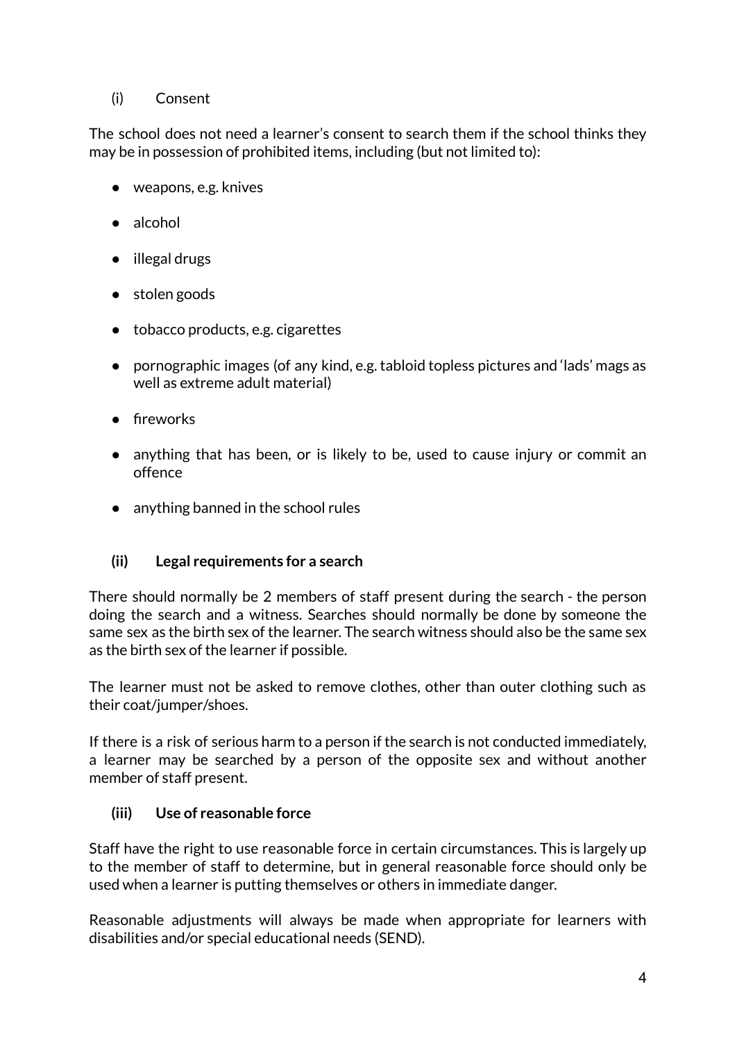### (i) Consent

The school does not need a learner's consent to search them if the school thinks they may be in possession of prohibited items, including (but not limited to):

- weapons, e.g. knives
- alcohol
- illegal drugs
- stolen goods
- tobacco products, e.g. cigarettes
- pornographic images (of any kind, e.g. tabloid topless pictures and 'lads' mags as well as extreme adult material)
- fireworks
- anything that has been, or is likely to be, used to cause injury or commit an offence
- anything banned in the school rules

### (ii) Legal requirements for a search

There should normally be 2 members of staff present during the search - the person doing the search and a witness. Searches should normally be done by someone the same sex as the birth sex of the learner. The search witness should also be the same sex as the birth sex of the learner if possible.

The learner must not be asked to remove clothes, other than outer clothing such as their coat/jumper/shoes.

If there is a risk of serious harm to a person if the search is not conducted immediately, a learner may be searched by a person of the opposite sex and without another member of staff present.

### (iii) Use of reasonable force

Staff have the right to use reasonable force in certain circumstances. This is largely up to the member of staff to determine, but in general reasonable force should only be used when a learner is putting themselves or others in immediate danger.

Reasonable adjustments will always be made when appropriate for learners with disabilities and/or special educational needs (SEND).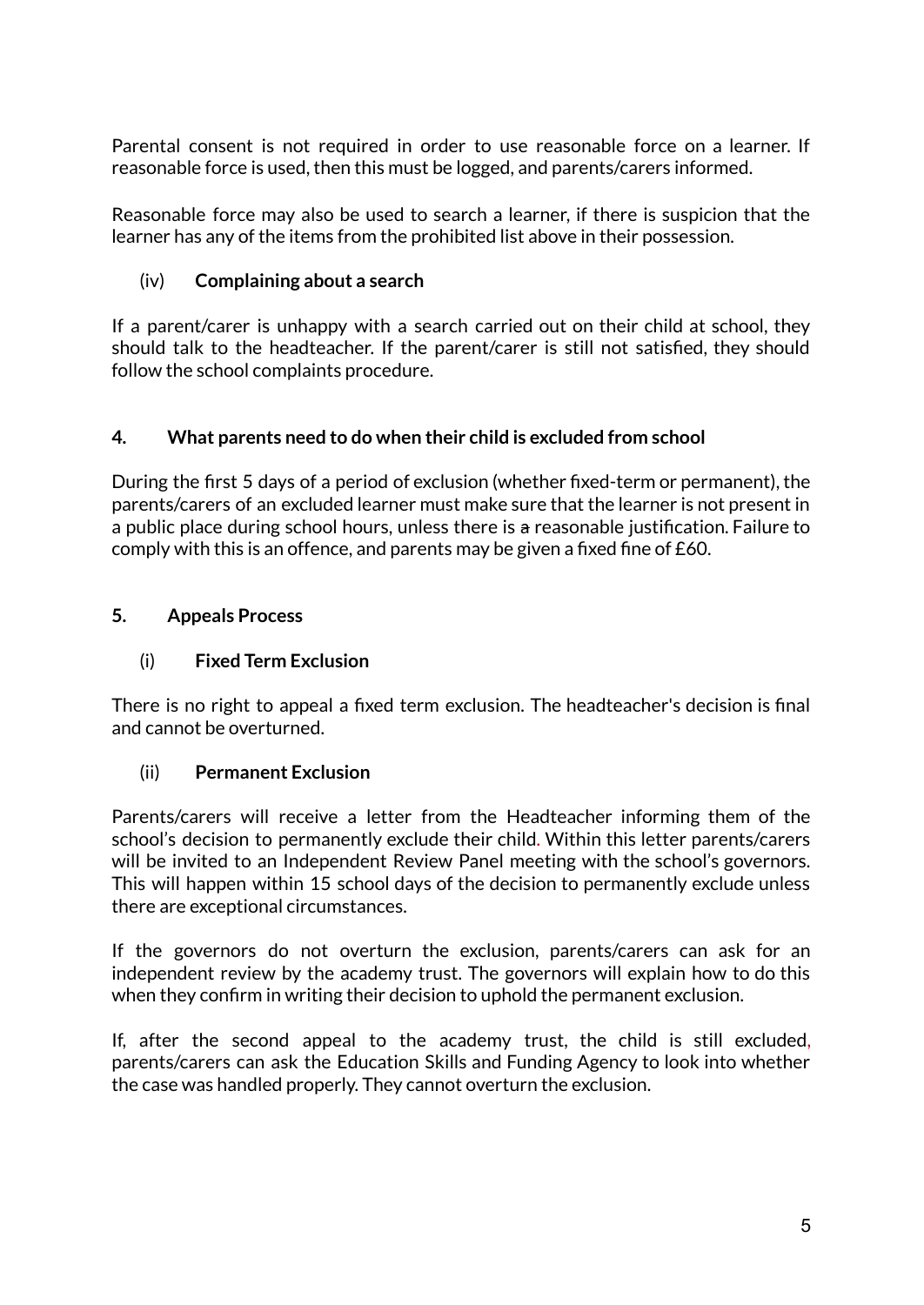Parental consent is not required in order to use reasonable force on a learner. If reasonable force is used, then this must be logged, and parents/carers informed.

Reasonable force may also be used to search a learner, if there is suspicion that the learner has any of the items from the prohibited list above in their possession.

### (iv) Complaining about a search

If a parent/carer is unhappy with a search carried out on their child at school, they should talk to the headteacher. If the parent/carer is still not satisfied, they should follow the school complaints procedure.

## 4. What parents need to do when their child is excluded from school

During the first 5 days of a period of exclusion (whether fixed-term or permanent), the parents/carers of an excluded learner must make sure that the learner is not present in a public place during school hours, unless there is ~~a~~ reasonable justification. Failure to comply with this is an offence, and parents may be given a fixed fine of £60.

## 5. Appeals Process

### (i) Fixed Term Exclusion

There is no right to appeal a fixed term exclusion. The headteacher's decision is final and cannot be overturned.

### (ii) Permanent Exclusion

Parents/carers will receive a letter from the Headteacher informing them of the school's decision to permanently exclude their child. Within this letter parents/carers will be invited to an Independent Review Panel meeting with the school's governors. This will happen within 15 school days of the decision to permanently exclude unless there are exceptional circumstances.

If the governors do not overturn the exclusion, parents/carers can ask for an independent review by the academy trust. The governors will explain how to do this when they confirm in writing their decision to uphold the permanent exclusion.

If, after the second appeal to the academy trust, the child is still excluded, parents/carers can ask the Education Skills and Funding Agency to look into whether the case was handled properly. They cannot overturn the exclusion.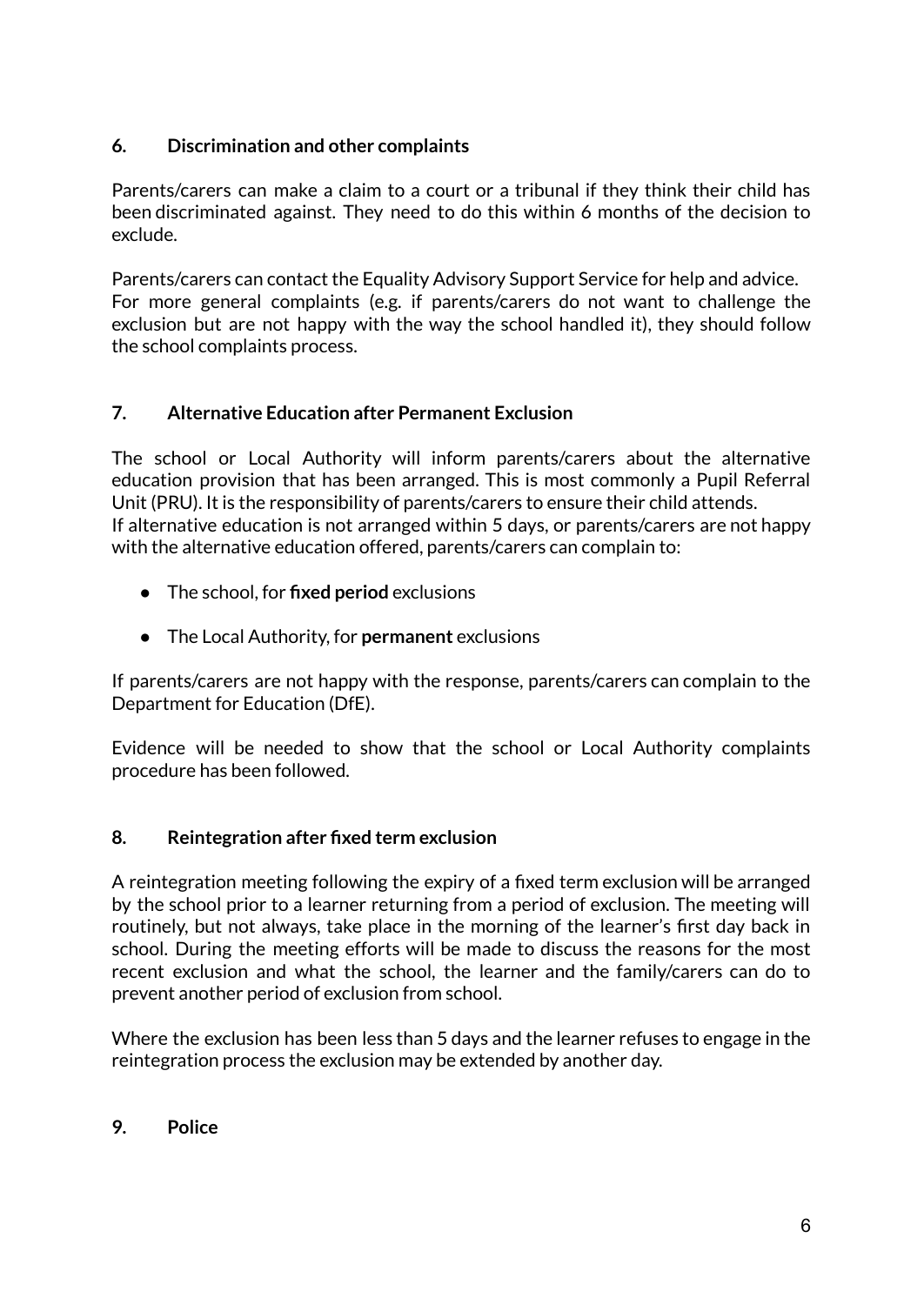## 6. Discrimination and other complaints

Parents/carers can make a claim to a court or a tribunal if they think their child has been discriminated against. They need to do this within 6 months of the decision to exclude.

Parents/carers can contact the Equality Advisory Support Service for help and advice. For more general complaints (e.g. if parents/carers do not want to challenge the exclusion but are not happy with the way the school handled it), they should follow the school complaints process.

## 7. Alternative Education after Permanent Exclusion

The school or Local Authority will inform parents/carers about the alternative education provision that has been arranged. This is most commonly a Pupil Referral Unit (PRU). It is the responsibility of parents/carers to ensure their child attends. If alternative education is not arranged within 5 days, or parents/carers are not happy with the alternative education offered, parents/carers can complain to:

- The school, for **fixed period** exclusions
- The Local Authority, for **permanent** exclusions

If parents/carers are not happy with the response, parents/carers can complain to the Department for Education (DfE).

Evidence will be needed to show that the school or Local Authority complaints procedure has been followed.

## 8. Reintegration after fixed term exclusion

A reintegration meeting following the expiry of a fixed term exclusion will be arranged by the school prior to a learner returning from a period of exclusion. The meeting will routinely, but not always, take place in the morning of the learner's first day back in school. During the meeting efforts will be made to discuss the reasons for the most recent exclusion and what the school, the learner and the family/carers can do to prevent another period of exclusion from school.

Where the exclusion has been less than 5 days and the learner refuses to engage in the reintegration process the exclusion may be extended by another day.

## 9. Police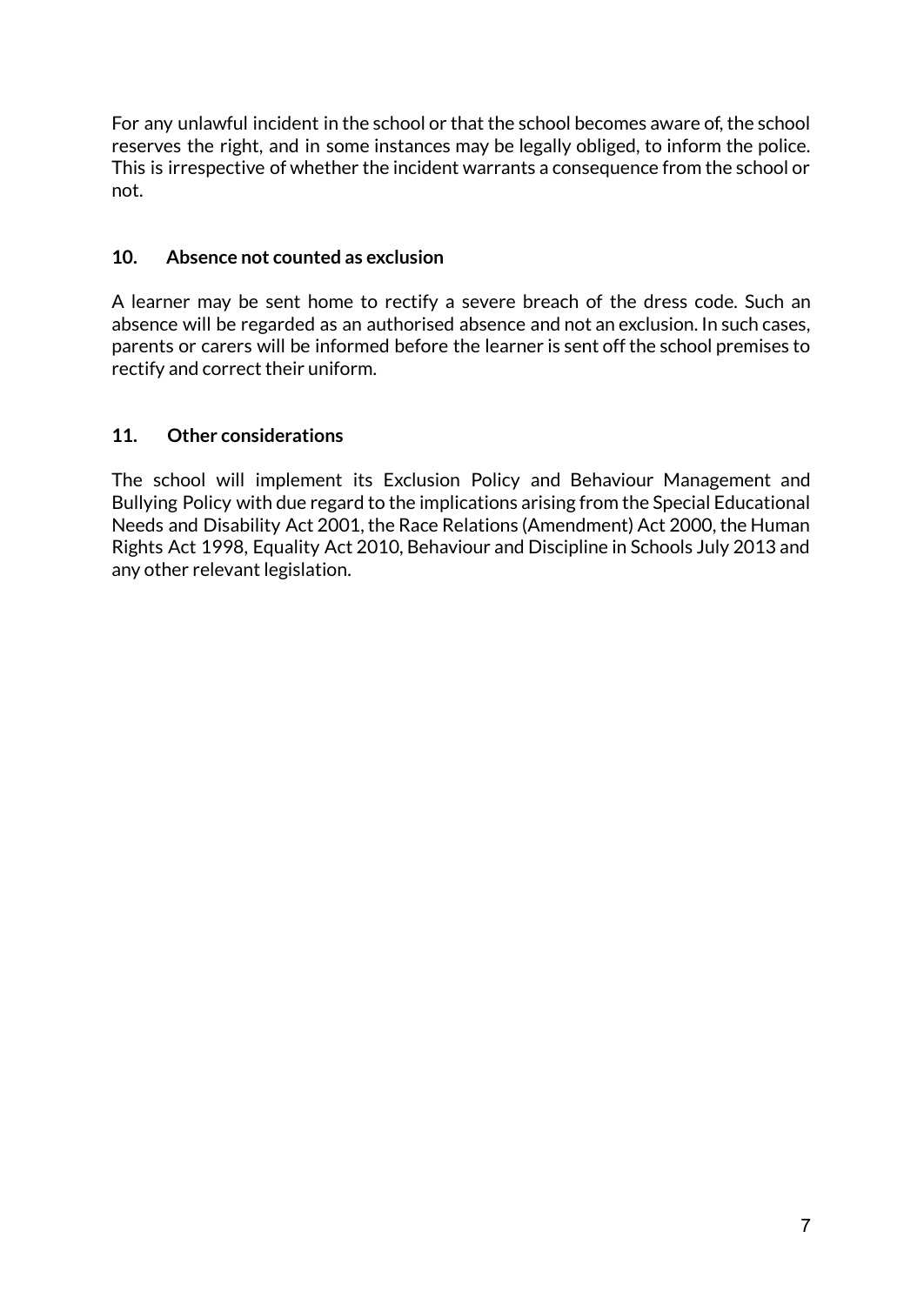For any unlawful incident in the school or that the school becomes aware of, the school reserves the right, and in some instances may be legally obliged, to inform the police. This is irrespective of whether the incident warrants a consequence from the school or not.

## 10. Absence not counted as exclusion

A learner may be sent home to rectify a severe breach of the dress code. Such an absence will be regarded as an authorised absence and not an exclusion. In such cases, parents or carers will be informed before the learner is sent off the school premises to rectify and correct their uniform.

## 11. Other considerations

The school will implement its Exclusion Policy and Behaviour Management and Bullying Policy with due regard to the implications arising from the Special Educational Needs and Disability Act 2001, the Race Relations (Amendment) Act 2000, the Human Rights Act 1998, Equality Act 2010, Behaviour and Discipline in Schools July 2013 and any other relevant legislation.